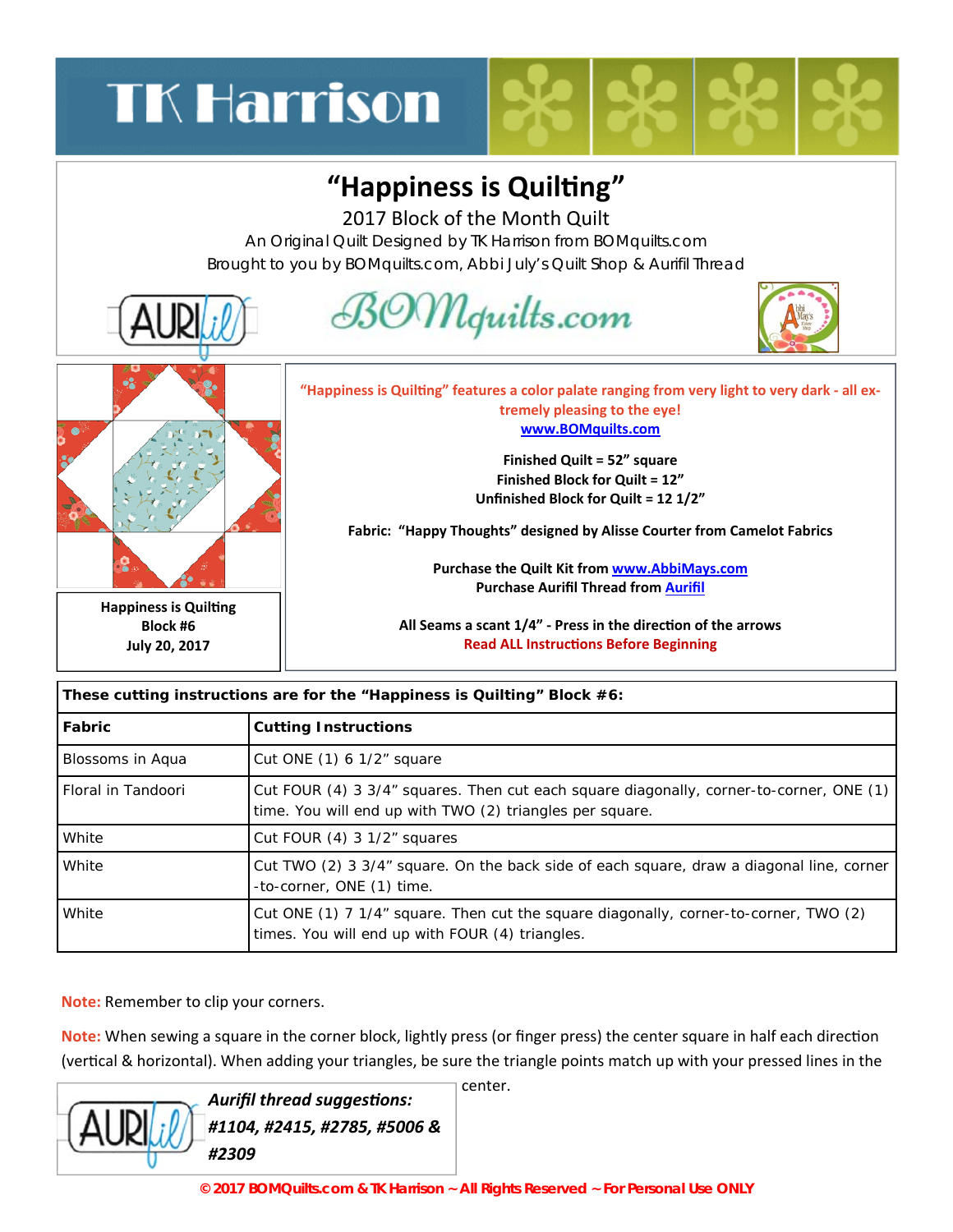TK Harrison

# "Happiness is Quilting"

## 2017 Block of the Month Quilt

An Original Quilt Designed by TK Harrison from BOMquilts.com

Brought to you by BOMquilts.com, Abbi July's Quilt Shop & Aurifil Thread

BOMquilts.com

**Happiness is Quilting**
**Block #6**
**July 20, 2017**

**"Happiness is Quilting" features a color palate ranging from very light to very dark - all extremely pleasing to the eye!**
**www.BOMquilts.com**

**Finished Quilt = 52" square**
**Finished Block for Quilt = 12"**
**Unfinished Block for Quilt = 12 1/2"**

**Fabric: "Happy Thoughts" designed by Alisse Courter from Camelot Fabrics**

**Purchase the Quilt Kit from www.AbbiMays.com**
**Purchase Aurifil Thread from Aurifil**

**All Seams a scant 1/4" - Press in the direction of the arrows**
**Read ALL Instructions Before Beginning**

| **These cutting instructions are for the "Happiness is Quilting" Block #6:** | |
|---|---|
| **Fabric** | **Cutting Instructions** |
| Blossoms in Aqua | Cut ONE (1) 6 1/2" square |
| Floral in Tandoori | Cut FOUR (4) 3 3/4" squares. Then cut each square diagonally, corner-to-corner, ONE (1) time. You will end up with TWO (2) triangles per square. |
| White | Cut FOUR (4) 3 1/2" squares |
| White | Cut TWO (2) 3 3/4" square. On the back side of each square, draw a diagonal line, corner-to-corner, ONE (1) time. |
| White | Cut ONE (1) 7 1/4" square. Then cut the square diagonally, corner-to-corner, TWO (2) times. You will end up with FOUR (4) triangles. |

**Note:** Remember to clip your corners.

**Note:** When sewing a square in the corner block, lightly press (or finger press) the center square in half each direction (vertical & horizontal). When adding your triangles, be sure the triangle points match up with your pressed lines in the center.

***Aurifil thread suggestions: #1104, #2415, #2785, #5006 & #2309***

© 2017 BOMQuilts.com & TK Harrison ~ All Rights Reserved ~ For Personal Use ONLY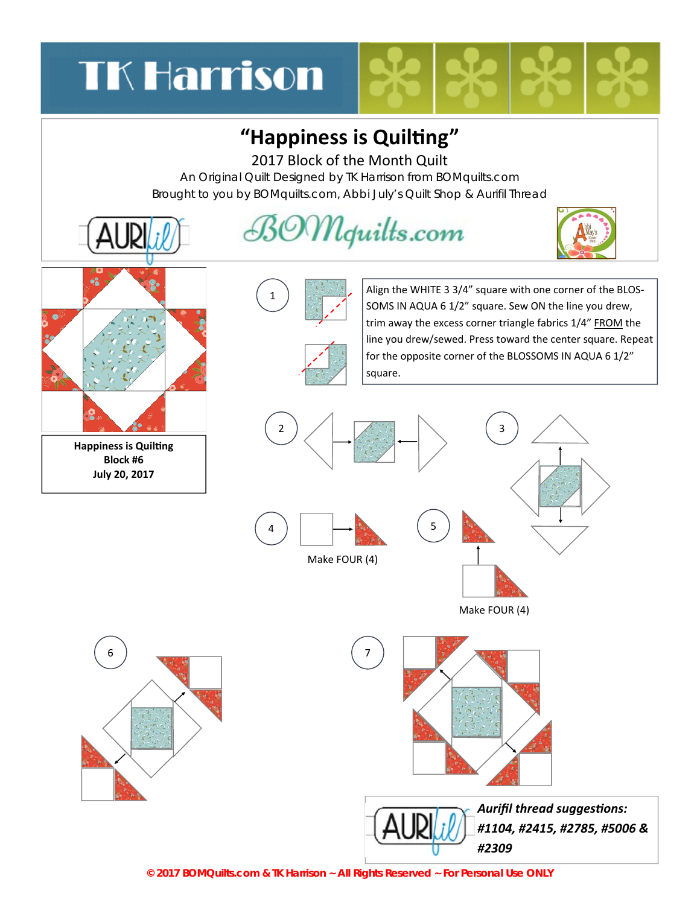# TK Harrison

## "Happiness is Quilting"

2017 Block of the Month Quilt

An Original Quilt Designed by TK Harrison from BOMquilts.com

Brought to you by BOMquilts.com, Abbi July's Quilt Shop & Aurifil Thread

**Happiness is Quilting**
**Block #6**
**July 20, 2017**

1

Align the WHITE 3 3/4" square with one corner of the BLOSSOMS IN AQUA 6 1/2" square. Sew ON the line you drew, trim away the excess corner triangle fabrics 1/4" FROM the line you drew/sewed. Press toward the center square. Repeat for the opposite corner of the BLOSSOMS IN AQUA 6 1/2" square.

2

3

4

Make FOUR (4)

5

Make FOUR (4)

6

7

***Aurifil thread suggestions: #1104, #2415, #2785, #5006 & #2309***

**© 2017 BOMQuilts.com & TK Harrison ~ All Rights Reserved ~ For Personal Use ONLY**